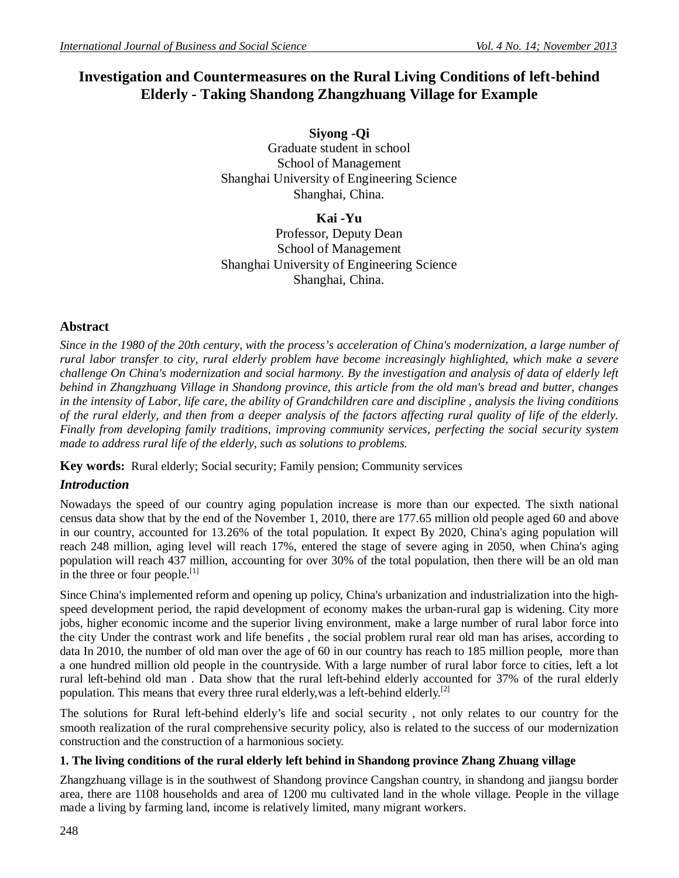# Investigation and Countermeasures on the Rural Living Conditions of left-behind Elderly - Taking Shandong Zhangzhuang Village for Example

**Siyong -Qi**
Graduate student in school
School of Management
Shanghai University of Engineering Science
Shanghai, China.

**Kai -Yu**
Professor, Deputy Dean
School of Management
Shanghai University of Engineering Science
Shanghai, China.

## Abstract

*Since in the 1980 of the 20th century, with the process's acceleration of China's modernization, a large number of rural labor transfer to city, rural elderly problem have become increasingly highlighted, which make a severe challenge On China's modernization and social harmony. By the investigation and analysis of data of elderly left behind in Zhangzhuang Village in Shandong province, this article from the old man's bread and butter, changes in the intensity of Labor, life care, the ability of Grandchildren care and discipline , analysis the living conditions of the rural elderly, and then from a deeper analysis of the factors affecting rural quality of life of the elderly. Finally from developing family traditions, improving community services, perfecting the social security system made to address rural life of the elderly, such as solutions to problems.*

**Key words:** Rural elderly; Social security; Family pension; Community services

## *Introduction*

Nowadays the speed of our country aging population increase is more than our expected. The sixth national census data show that by the end of the November 1, 2010, there are 177.65 million old people aged 60 and above in our country, accounted for 13.26% of the total population. It expect By 2020, China's aging population will reach 248 million, aging level will reach 17%, entered the stage of severe aging in 2050, when China's aging population will reach 437 million, accounting for over 30% of the total population, then there will be an old man in the three or four people.[1]

Since China's implemented reform and opening up policy, China's urbanization and industrialization into the high-speed development period, the rapid development of economy makes the urban-rural gap is widening. City more jobs, higher economic income and the superior living environment, make a large number of rural labor force into the city Under the contrast work and life benefits , the social problem rural rear old man has arises, according to data In 2010, the number of old man over the age of 60 in our country has reach to 185 million people, more than a one hundred million old people in the countryside. With a large number of rural labor force to cities, left a lot rural left-behind old man . Data show that the rural left-behind elderly accounted for 37% of the rural elderly population. This means that every three rural elderly,was a left-behind elderly.[2]

The solutions for Rural left-behind elderly's life and social security , not only relates to our country for the smooth realization of the rural comprehensive security policy, also is related to the success of our modernization construction and the construction of a harmonious society.

### 1. The living conditions of the rural elderly left behind in Shandong province Zhang Zhuang village

Zhangzhuang village is in the southwest of Shandong province Cangshan country, in shandong and jiangsu border area, there are 1108 households and area of 1200 mu cultivated land in the whole village. People in the village made a living by farming land, income is relatively limited, many migrant workers.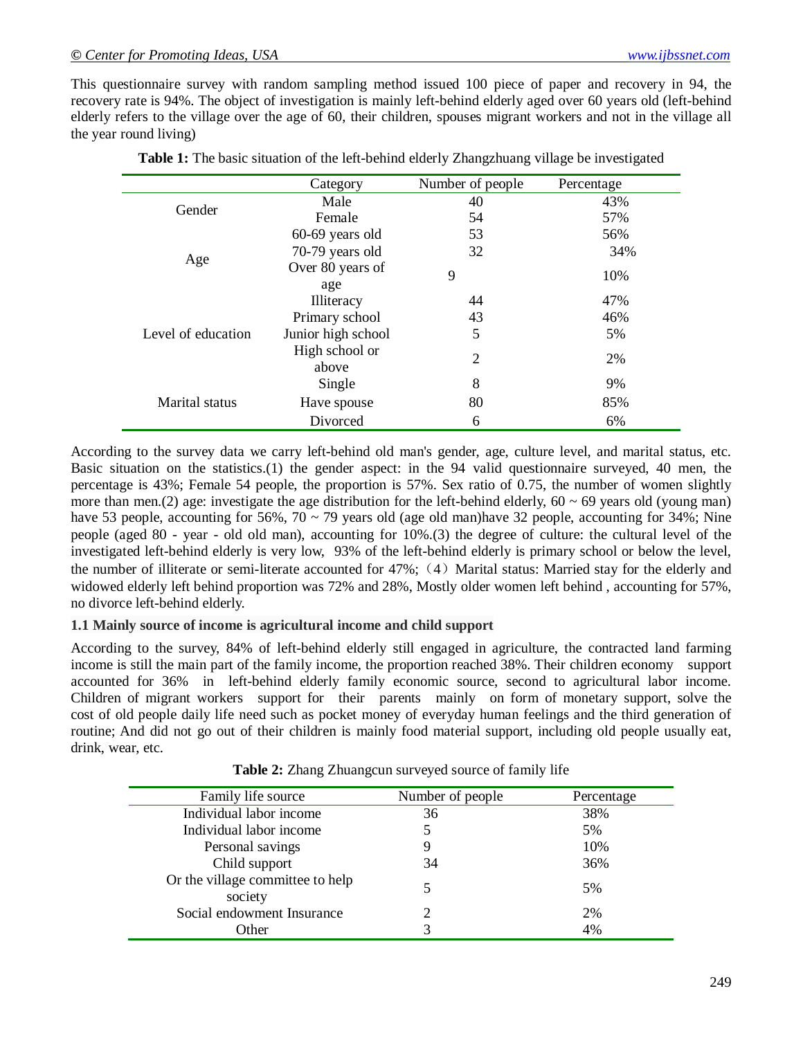This questionnaire survey with random sampling method issued 100 piece of paper and recovery in 94, the recovery rate is 94%. The object of investigation is mainly left-behind elderly aged over 60 years old (left-behind elderly refers to the village over the age of 60, their children, spouses migrant workers and not in the village all the year round living)

**Table 1:** The basic situation of the left-behind elderly Zhangzhuang village be investigated

| | Category | Number of people | Percentage |
|---|---|---|---|
| Gender | Male | 40 | 43% |
| | Female | 54 | 57% |
| Age | 60-69 years old | 53 | 56% |
| | 70-79 years old | 32 | 34% |
| | Over 80 years of age | 9 | 10% |
| Level of education | Illiteracy | 44 | 47% |
| | Primary school | 43 | 46% |
| | Junior high school | 5 | 5% |
| | High school or above | 2 | 2% |
| Marital status | Single | 8 | 9% |
| | Have spouse | 80 | 85% |
| | Divorced | 6 | 6% |

According to the survey data we carry left-behind old man's gender, age, culture level, and marital status, etc. Basic situation on the statistics.(1) the gender aspect: in the 94 valid questionnaire surveyed, 40 men, the percentage is 43%; Female 54 people, the proportion is 57%. Sex ratio of 0.75, the number of women slightly more than men.(2) age: investigate the age distribution for the left-behind elderly, 60 ~ 69 years old (young man) have 53 people, accounting for 56%, 70 ~ 79 years old (age old man)have 32 people, accounting for 34%; Nine people (aged 80 - year - old old man), accounting for 10%.(3) the degree of culture: the cultural level of the investigated left-behind elderly is very low, 93% of the left-behind elderly is primary school or below the level, the number of illiterate or semi-literate accounted for 47%;（4）Marital status: Married stay for the elderly and widowed elderly left behind proportion was 72% and 28%, Mostly older women left behind , accounting for 57%, no divorce left-behind elderly.

### 1.1 Mainly source of income is agricultural income and child support

According to the survey, 84% of left-behind elderly still engaged in agriculture, the contracted land farming income is still the main part of the family income, the proportion reached 38%. Their children economy support accounted for 36% in left-behind elderly family economic source, second to agricultural labor income. Children of migrant workers support for their parents mainly on form of monetary support, solve the cost of old people daily life need such as pocket money of everyday human feelings and the third generation of routine; And did not go out of their children is mainly food material support, including old people usually eat, drink, wear, etc.

**Table 2:** Zhang Zhuangcun surveyed source of family life

| Family life source | Number of people | Percentage |
|---|---|---|
| Individual labor income | 36 | 38% |
| Individual labor income | 5 | 5% |
| Personal savings | 9 | 10% |
| Child support | 34 | 36% |
| Or the village committee to help society | 5 | 5% |
| Social endowment Insurance | 2 | 2% |
| Other | 3 | 4% |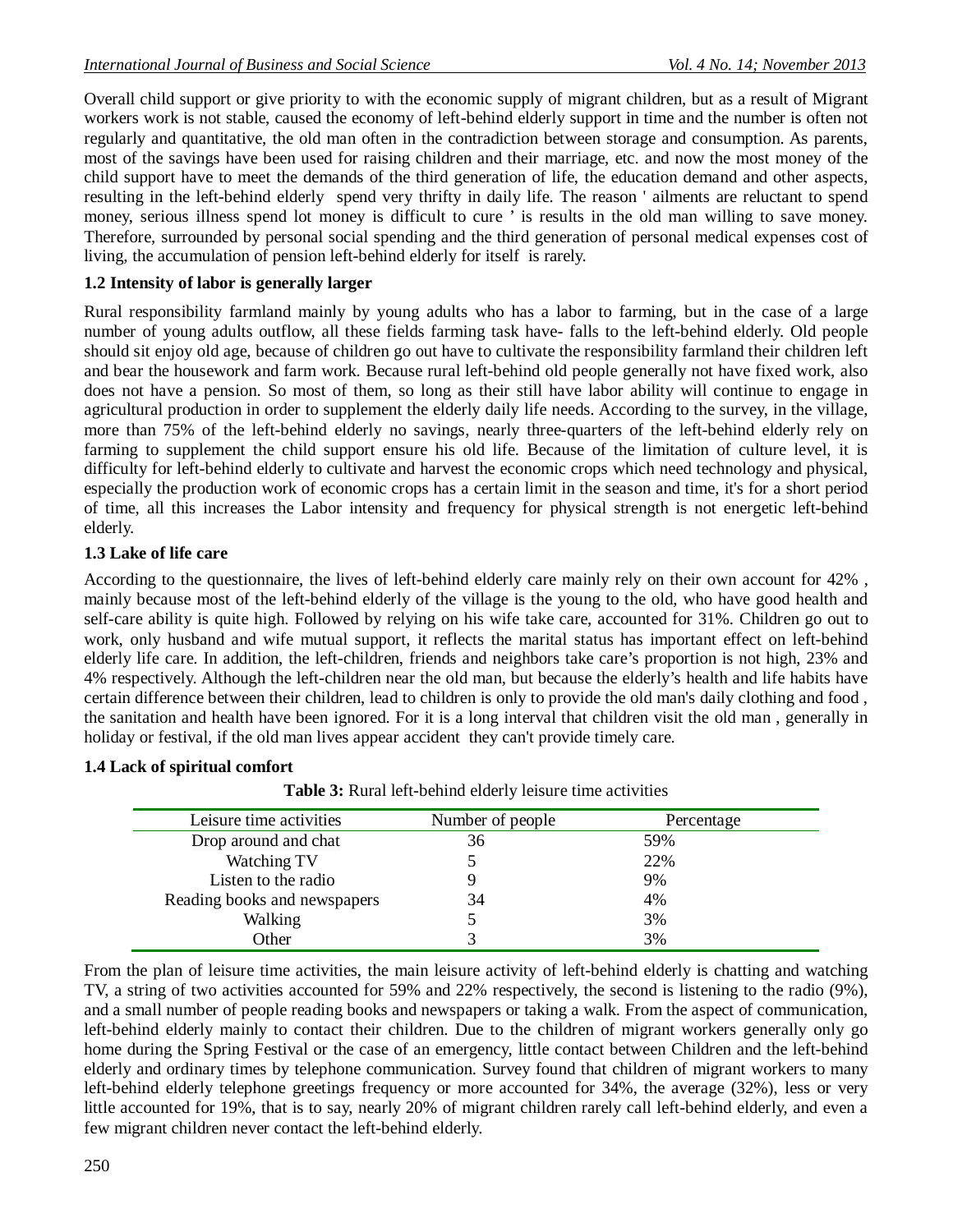Overall child support or give priority to with the economic supply of migrant children, but as a result of Migrant workers work is not stable, caused the economy of left-behind elderly support in time and the number is often not regularly and quantitative, the old man often in the contradiction between storage and consumption. As parents, most of the savings have been used for raising children and their marriage, etc. and now the most money of the child support have to meet the demands of the third generation of life, the education demand and other aspects, resulting in the left-behind elderly spend very thrifty in daily life. The reason ' ailments are reluctant to spend money, serious illness spend lot money is difficult to cure ' is results in the old man willing to save money. Therefore, surrounded by personal social spending and the third generation of personal medical expenses cost of living, the accumulation of pension left-behind elderly for itself is rarely.

### 1.2 Intensity of labor is generally larger

Rural responsibility farmland mainly by young adults who has a labor to farming, but in the case of a large number of young adults outflow, all these fields farming task have- falls to the left-behind elderly. Old people should sit enjoy old age, because of children go out have to cultivate the responsibility farmland their children left and bear the housework and farm work. Because rural left-behind old people generally not have fixed work, also does not have a pension. So most of them, so long as their still have labor ability will continue to engage in agricultural production in order to supplement the elderly daily life needs. According to the survey, in the village, more than 75% of the left-behind elderly no savings, nearly three-quarters of the left-behind elderly rely on farming to supplement the child support ensure his old life. Because of the limitation of culture level, it is difficulty for left-behind elderly to cultivate and harvest the economic crops which need technology and physical, especially the production work of economic crops has a certain limit in the season and time, it's for a short period of time, all this increases the Labor intensity and frequency for physical strength is not energetic left-behind elderly.

### 1.3 Lake of life care

According to the questionnaire, the lives of left-behind elderly care mainly rely on their own account for 42% , mainly because most of the left-behind elderly of the village is the young to the old, who have good health and self-care ability is quite high. Followed by relying on his wife take care, accounted for 31%. Children go out to work, only husband and wife mutual support, it reflects the marital status has important effect on left-behind elderly life care. In addition, the left-children, friends and neighbors take care's proportion is not high, 23% and 4% respectively. Although the left-children near the old man, but because the elderly's health and life habits have certain difference between their children, lead to children is only to provide the old man's daily clothing and food , the sanitation and health have been ignored. For it is a long interval that children visit the old man , generally in holiday or festival, if the old man lives appear accident they can't provide timely care.

### 1.4 Lack of spiritual comfort

**Table 3:** Rural left-behind elderly leisure time activities

| Leisure time activities | Number of people | Percentage |
|---|---|---|
| Drop around and chat | 36 | 59% |
| Watching TV | 5 | 22% |
| Listen to the radio | 9 | 9% |
| Reading books and newspapers | 34 | 4% |
| Walking | 5 | 3% |
| Other | 3 | 3% |

From the plan of leisure time activities, the main leisure activity of left-behind elderly is chatting and watching TV, a string of two activities accounted for 59% and 22% respectively, the second is listening to the radio (9%), and a small number of people reading books and newspapers or taking a walk. From the aspect of communication, left-behind elderly mainly to contact their children. Due to the children of migrant workers generally only go home during the Spring Festival or the case of an emergency, little contact between Children and the left-behind elderly and ordinary times by telephone communication. Survey found that children of migrant workers to many left-behind elderly telephone greetings frequency or more accounted for 34%, the average (32%), less or very little accounted for 19%, that is to say, nearly 20% of migrant children rarely call left-behind elderly, and even a few migrant children never contact the left-behind elderly.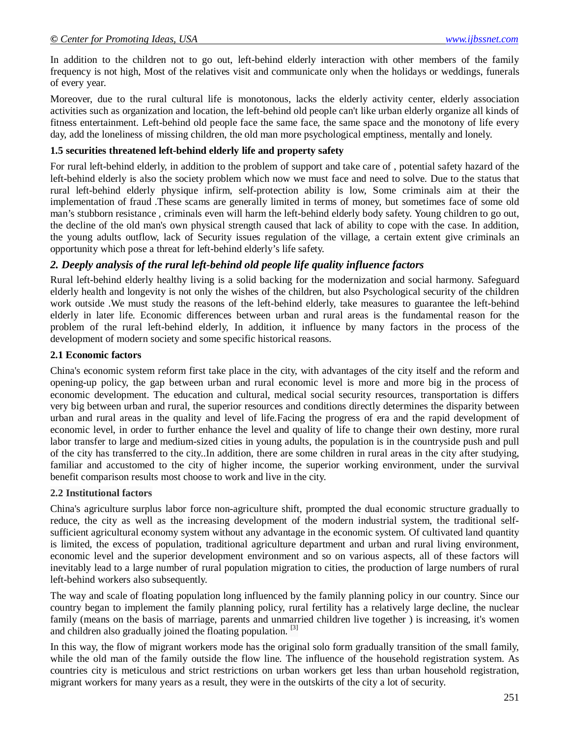In addition to the children not to go out, left-behind elderly interaction with other members of the family frequency is not high, Most of the relatives visit and communicate only when the holidays or weddings, funerals of every year.

Moreover, due to the rural cultural life is monotonous, lacks the elderly activity center, elderly association activities such as organization and location, the left-behind old people can't like urban elderly organize all kinds of fitness entertainment. Left-behind old people face the same face, the same space and the monotony of life every day, add the loneliness of missing children, the old man more psychological emptiness, mentally and lonely.

### 1.5 securities threatened left-behind elderly life and property safety

For rural left-behind elderly, in addition to the problem of support and take care of , potential safety hazard of the left-behind elderly is also the society problem which now we must face and need to solve. Due to the status that rural left-behind elderly physique infirm, self-protection ability is low, Some criminals aim at their the implementation of fraud .These scams are generally limited in terms of money, but sometimes face of some old man's stubborn resistance , criminals even will harm the left-behind elderly body safety. Young children to go out, the decline of the old man's own physical strength caused that lack of ability to cope with the case. In addition, the young adults outflow, lack of Security issues regulation of the village, a certain extent give criminals an opportunity which pose a threat for left-behind elderly's life safety.

## *2. Deeply analysis of the rural left-behind old people life quality influence factors*

Rural left-behind elderly healthy living is a solid backing for the modernization and social harmony. Safeguard elderly health and longevity is not only the wishes of the children, but also Psychological security of the children work outside .We must study the reasons of the left-behind elderly, take measures to guarantee the left-behind elderly in later life. Economic differences between urban and rural areas is the fundamental reason for the problem of the rural left-behind elderly, In addition, it influence by many factors in the process of the development of modern society and some specific historical reasons.

### 2.1 Economic factors

China's economic system reform first take place in the city, with advantages of the city itself and the reform and opening-up policy, the gap between urban and rural economic level is more and more big in the process of economic development. The education and cultural, medical social security resources, transportation is differs very big between urban and rural, the superior resources and conditions directly determines the disparity between urban and rural areas in the quality and level of life.Facing the progress of era and the rapid development of economic level, in order to further enhance the level and quality of life to change their own destiny, more rural labor transfer to large and medium-sized cities in young adults, the population is in the countryside push and pull of the city has transferred to the city..In addition, there are some children in rural areas in the city after studying, familiar and accustomed to the city of higher income, the superior working environment, under the survival benefit comparison results most choose to work and live in the city.

### 2.2 Institutional factors

China's agriculture surplus labor force non-agriculture shift, prompted the dual economic structure gradually to reduce, the city as well as the increasing development of the modern industrial system, the traditional self-sufficient agricultural economy system without any advantage in the economic system. Of cultivated land quantity is limited, the excess of population, traditional agriculture department and urban and rural living environment, economic level and the superior development environment and so on various aspects, all of these factors will inevitably lead to a large number of rural population migration to cities, the production of large numbers of rural left-behind workers also subsequently.

The way and scale of floating population long influenced by the family planning policy in our country. Since our country began to implement the family planning policy, rural fertility has a relatively large decline, the nuclear family (means on the basis of marriage, parents and unmarried children live together ) is increasing, it's women and children also gradually joined the floating population. [3]

In this way, the flow of migrant workers mode has the original solo form gradually transition of the small family, while the old man of the family outside the flow line. The influence of the household registration system. As countries city is meticulous and strict restrictions on urban workers get less than urban household registration, migrant workers for many years as a result, they were in the outskirts of the city a lot of security.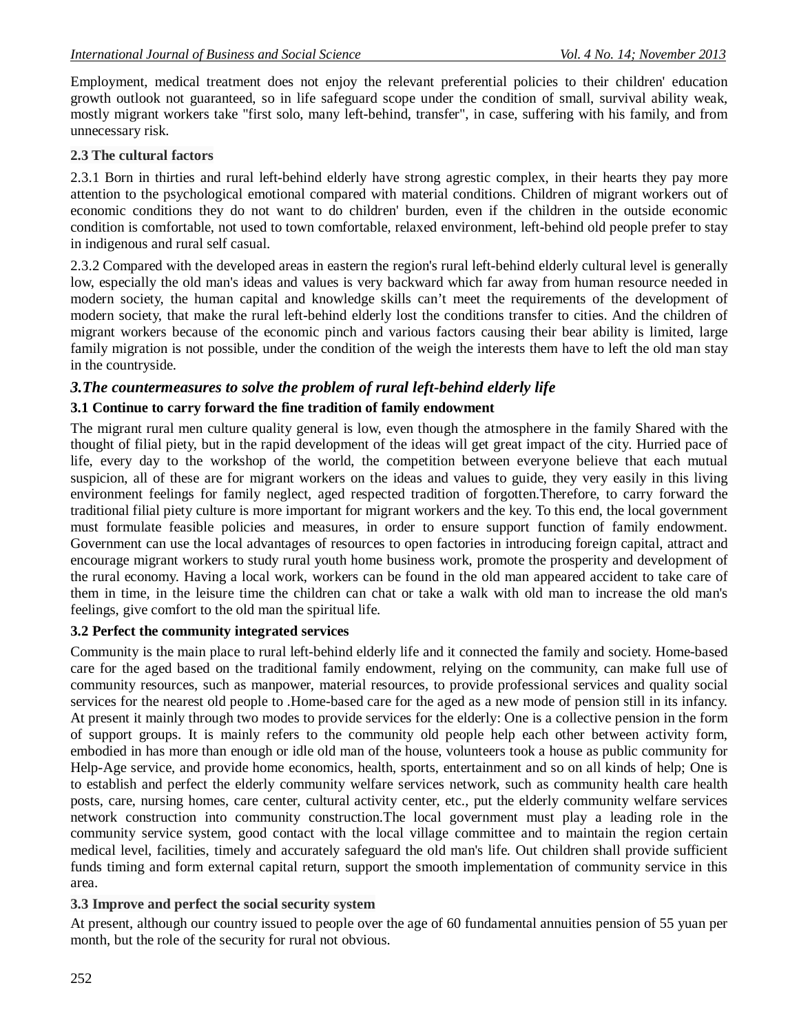Employment, medical treatment does not enjoy the relevant preferential policies to their children' education growth outlook not guaranteed, so in life safeguard scope under the condition of small, survival ability weak, mostly migrant workers take "first solo, many left-behind, transfer", in case, suffering with his family, and from unnecessary risk.

### 2.3 The cultural factors

2.3.1 Born in thirties and rural left-behind elderly have strong agrestic complex, in their hearts they pay more attention to the psychological emotional compared with material conditions. Children of migrant workers out of economic conditions they do not want to do children' burden, even if the children in the outside economic condition is comfortable, not used to town comfortable, relaxed environment, left-behind old people prefer to stay in indigenous and rural self casual.

2.3.2 Compared with the developed areas in eastern the region's rural left-behind elderly cultural level is generally low, especially the old man's ideas and values is very backward which far away from human resource needed in modern society, the human capital and knowledge skills can't meet the requirements of the development of modern society, that make the rural left-behind elderly lost the conditions transfer to cities. And the children of migrant workers because of the economic pinch and various factors causing their bear ability is limited, large family migration is not possible, under the condition of the weigh the interests them have to left the old man stay in the countryside.

## *3.The countermeasures to solve the problem of rural left-behind elderly life*

### 3.1 Continue to carry forward the fine tradition of family endowment

The migrant rural men culture quality general is low, even though the atmosphere in the family Shared with the thought of filial piety, but in the rapid development of the ideas will get great impact of the city. Hurried pace of life, every day to the workshop of the world, the competition between everyone believe that each mutual suspicion, all of these are for migrant workers on the ideas and values to guide, they very easily in this living environment feelings for family neglect, aged respected tradition of forgotten.Therefore, to carry forward the traditional filial piety culture is more important for migrant workers and the key. To this end, the local government must formulate feasible policies and measures, in order to ensure support function of family endowment. Government can use the local advantages of resources to open factories in introducing foreign capital, attract and encourage migrant workers to study rural youth home business work, promote the prosperity and development of the rural economy. Having a local work, workers can be found in the old man appeared accident to take care of them in time, in the leisure time the children can chat or take a walk with old man to increase the old man's feelings, give comfort to the old man the spiritual life.

### 3.2 Perfect the community integrated services

Community is the main place to rural left-behind elderly life and it connected the family and society. Home-based care for the aged based on the traditional family endowment, relying on the community, can make full use of community resources, such as manpower, material resources, to provide professional services and quality social services for the nearest old people to .Home-based care for the aged as a new mode of pension still in its infancy. At present it mainly through two modes to provide services for the elderly: One is a collective pension in the form of support groups. It is mainly refers to the community old people help each other between activity form, embodied in has more than enough or idle old man of the house, volunteers took a house as public community for Help-Age service, and provide home economics, health, sports, entertainment and so on all kinds of help; One is to establish and perfect the elderly community welfare services network, such as community health care health posts, care, nursing homes, care center, cultural activity center, etc., put the elderly community welfare services network construction into community construction.The local government must play a leading role in the community service system, good contact with the local village committee and to maintain the region certain medical level, facilities, timely and accurately safeguard the old man's life. Out children shall provide sufficient funds timing and form external capital return, support the smooth implementation of community service in this area.

### 3.3 Improve and perfect the social security system

At present, although our country issued to people over the age of 60 fundamental annuities pension of 55 yuan per month, but the role of the security for rural not obvious.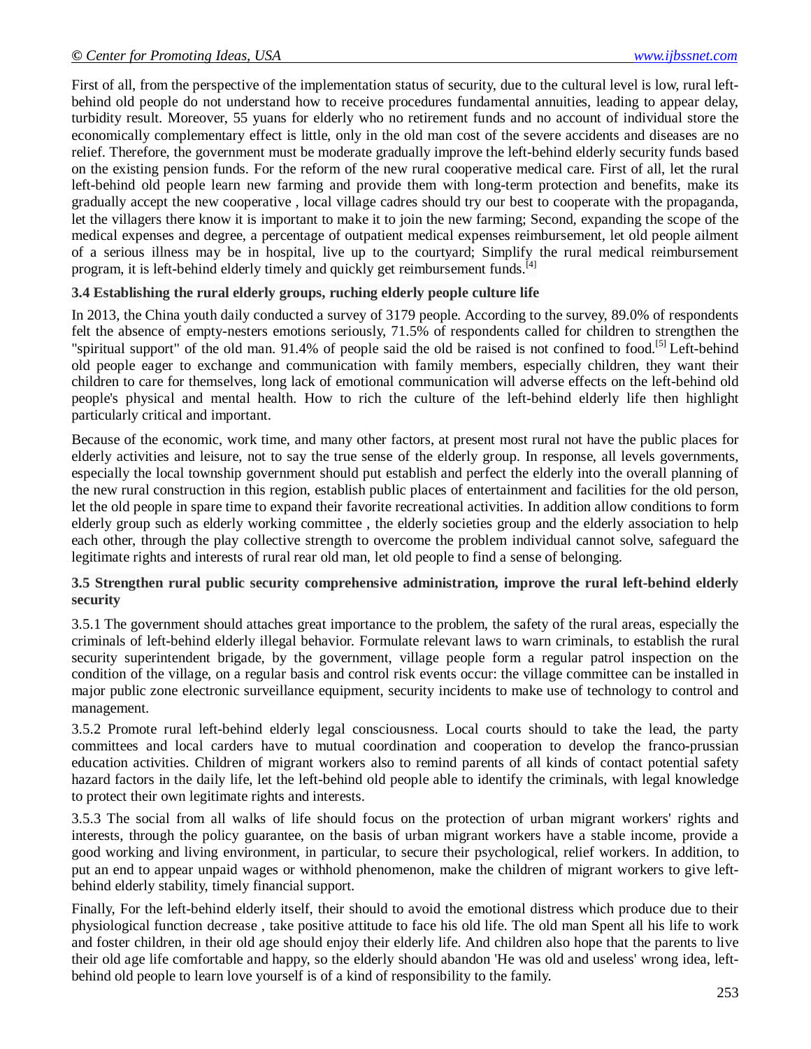First of all, from the perspective of the implementation status of security, due to the cultural level is low, rural left-behind old people do not understand how to receive procedures fundamental annuities, leading to appear delay, turbidity result. Moreover, 55 yuans for elderly who no retirement funds and no account of individual store the economically complementary effect is little, only in the old man cost of the severe accidents and diseases are no relief. Therefore, the government must be moderate gradually improve the left-behind elderly security funds based on the existing pension funds. For the reform of the new rural cooperative medical care. First of all, let the rural left-behind old people learn new farming and provide them with long-term protection and benefits, make its gradually accept the new cooperative , local village cadres should try our best to cooperate with the propaganda, let the villagers there know it is important to make it to join the new farming; Second, expanding the scope of the medical expenses and degree, a percentage of outpatient medical expenses reimbursement, let old people ailment of a serious illness may be in hospital, live up to the courtyard; Simplify the rural medical reimbursement program, it is left-behind elderly timely and quickly get reimbursement funds.[4]

### 3.4 Establishing the rural elderly groups, ruching elderly people culture life

In 2013, the China youth daily conducted a survey of 3179 people. According to the survey, 89.0% of respondents felt the absence of empty-nesters emotions seriously, 71.5% of respondents called for children to strengthen the "spiritual support" of the old man. 91.4% of people said the old be raised is not confined to food.[5] Left-behind old people eager to exchange and communication with family members, especially children, they want their children to care for themselves, long lack of emotional communication will adverse effects on the left-behind old people's physical and mental health. How to rich the culture of the left-behind elderly life then highlight particularly critical and important.

Because of the economic, work time, and many other factors, at present most rural not have the public places for elderly activities and leisure, not to say the true sense of the elderly group. In response, all levels governments, especially the local township government should put establish and perfect the elderly into the overall planning of the new rural construction in this region, establish public places of entertainment and facilities for the old person, let the old people in spare time to expand their favorite recreational activities. In addition allow conditions to form elderly group such as elderly working committee , the elderly societies group and the elderly association to help each other, through the play collective strength to overcome the problem individual cannot solve, safeguard the legitimate rights and interests of rural rear old man, let old people to find a sense of belonging.

### 3.5 Strengthen rural public security comprehensive administration, improve the rural left-behind elderly security

3.5.1 The government should attaches great importance to the problem, the safety of the rural areas, especially the criminals of left-behind elderly illegal behavior. Formulate relevant laws to warn criminals, to establish the rural security superintendent brigade, by the government, village people form a regular patrol inspection on the condition of the village, on a regular basis and control risk events occur: the village committee can be installed in major public zone electronic surveillance equipment, security incidents to make use of technology to control and management.

3.5.2 Promote rural left-behind elderly legal consciousness. Local courts should to take the lead, the party committees and local carders have to mutual coordination and cooperation to develop the franco-prussian education activities. Children of migrant workers also to remind parents of all kinds of contact potential safety hazard factors in the daily life, let the left-behind old people able to identify the criminals, with legal knowledge to protect their own legitimate rights and interests.

3.5.3 The social from all walks of life should focus on the protection of urban migrant workers' rights and interests, through the policy guarantee, on the basis of urban migrant workers have a stable income, provide a good working and living environment, in particular, to secure their psychological, relief workers. In addition, to put an end to appear unpaid wages or withhold phenomenon, make the children of migrant workers to give left-behind elderly stability, timely financial support.

Finally, For the left-behind elderly itself, their should to avoid the emotional distress which produce due to their physiological function decrease , take positive attitude to face his old life. The old man Spent all his life to work and foster children, in their old age should enjoy their elderly life. And children also hope that the parents to live their old age life comfortable and happy, so the elderly should abandon 'He was old and useless' wrong idea, left-behind old people to learn love yourself is of a kind of responsibility to the family.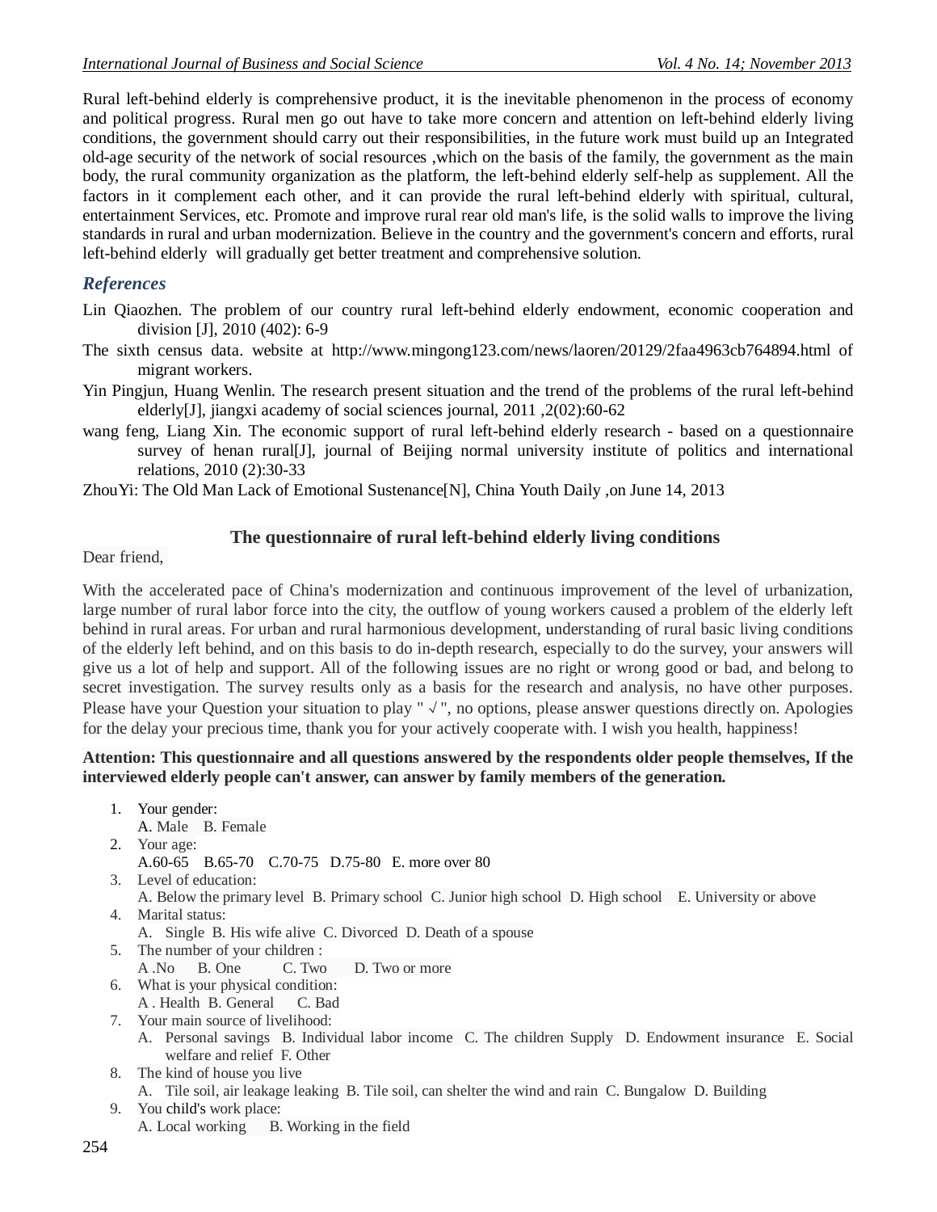Rural left-behind elderly is comprehensive product, it is the inevitable phenomenon in the process of economy and political progress. Rural men go out have to take more concern and attention on left-behind elderly living conditions, the government should carry out their responsibilities, in the future work must build up an Integrated old-age security of the network of social resources ,which on the basis of the family, the government as the main body, the rural community organization as the platform, the left-behind elderly self-help as supplement. All the factors in it complement each other, and it can provide the rural left-behind elderly with spiritual, cultural, entertainment Services, etc. Promote and improve rural rear old man's life, is the solid walls to improve the living standards in rural and urban modernization. Believe in the country and the government's concern and efforts, rural left-behind elderly will gradually get better treatment and comprehensive solution.

## References

Lin Qiaozhen. The problem of our country rural left-behind elderly endowment, economic cooperation and division [J], 2010 (402): 6-9

The sixth census data. website at http://www.mingong123.com/news/laoren/20129/2faa4963cb764894.html of migrant workers.

Yin Pingjun, Huang Wenlin. The research present situation and the trend of the problems of the rural left-behind elderly[J], jiangxi academy of social sciences journal, 2011 ,2(02):60-62

wang feng, Liang Xin. The economic support of rural left-behind elderly research - based on a questionnaire survey of henan rural[J], journal of Beijing normal university institute of politics and international relations, 2010 (2):30-33

ZhouYi: The Old Man Lack of Emotional Sustenance[N], China Youth Daily ,on June 14, 2013

### The questionnaire of rural left-behind elderly living conditions

Dear friend,

With the accelerated pace of China's modernization and continuous improvement of the level of urbanization, large number of rural labor force into the city, the outflow of young workers caused a problem of the elderly left behind in rural areas. For urban and rural harmonious development, understanding of rural basic living conditions of the elderly left behind, and on this basis to do in-depth research, especially to do the survey, your answers will give us a lot of help and support. All of the following issues are no right or wrong good or bad, and belong to secret investigation. The survey results only as a basis for the research and analysis, no have other purposes. Please have your Question your situation to play " √ ", no options, please answer questions directly on. Apologies for the delay your precious time, thank you for your actively cooperate with. I wish you health, happiness!

**Attention: This questionnaire and all questions answered by the respondents older people themselves, If the interviewed elderly people can't answer, can answer by family members of the generation.**

1. Your gender:
   A. Male B. Female
2. Your age:
   A.60-65 B.65-70 C.70-75 D.75-80 E. more over 80
3. Level of education:
   A. Below the primary level B. Primary school C. Junior high school D. High school E. University or above
4. Marital status:
   A. Single B. His wife alive C. Divorced D. Death of a spouse
5. The number of your children :
   A .No B. One C. Two D. Two or more
6. What is your physical condition:
   A . Health B. General C. Bad
7. Your main source of livelihood:
   A. Personal savings B. Individual labor income C. The children Supply D. Endowment insurance E. Social welfare and relief F. Other
8. The kind of house you live
   A. Tile soil, air leakage leaking B. Tile soil, can shelter the wind and rain C. Bungalow D. Building
9. You child's work place:
   A. Local working B. Working in the field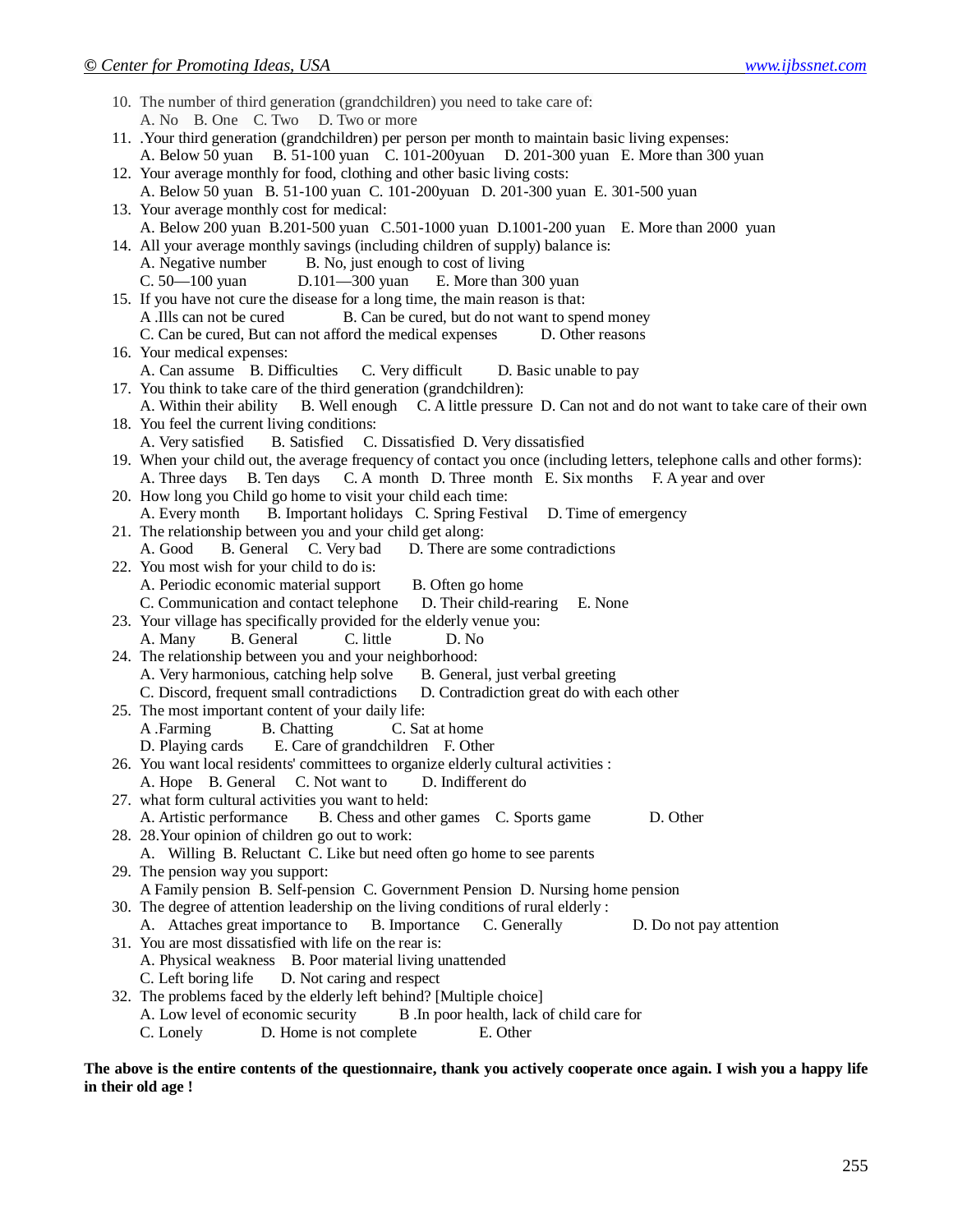10. The number of third generation (grandchildren) you need to take care of:
    A. No B. One C. Two D. Two or more
11. .Your third generation (grandchildren) per person per month to maintain basic living expenses:
    A. Below 50 yuan B. 51-100 yuan C. 101-200yuan D. 201-300 yuan E. More than 300 yuan
12. Your average monthly for food, clothing and other basic living costs:
    A. Below 50 yuan B. 51-100 yuan C. 101-200yuan D. 201-300 yuan E. 301-500 yuan
13. Your average monthly cost for medical:
    A. Below 200 yuan B.201-500 yuan C.501-1000 yuan D.1001-200 yuan E. More than 2000 yuan
14. All your average monthly savings (including children of supply) balance is:
    A. Negative number B. No, just enough to cost of living
    C. 50—100 yuan D.101—300 yuan E. More than 300 yuan
15. If you have not cure the disease for a long time, the main reason is that:
    A .Ills can not be cured B. Can be cured, but do not want to spend money
    C. Can be cured, But can not afford the medical expenses D. Other reasons
16. Your medical expenses:
    A. Can assume B. Difficulties C. Very difficult D. Basic unable to pay
17. You think to take care of the third generation (grandchildren):
    A. Within their ability B. Well enough C. A little pressure D. Can not and do not want to take care of their own
18. You feel the current living conditions:
    A. Very satisfied B. Satisfied C. Dissatisfied D. Very dissatisfied
19. When your child out, the average frequency of contact you once (including letters, telephone calls and other forms):
    A. Three days B. Ten days C. A month D. Three month E. Six months F. A year and over
20. How long you Child go home to visit your child each time:
    A. Every month B. Important holidays C. Spring Festival D. Time of emergency
21. The relationship between you and your child get along:
    A. Good B. General C. Very bad D. There are some contradictions
22. You most wish for your child to do is:
    A. Periodic economic material support B. Often go home
    C. Communication and contact telephone D. Their child-rearing E. None
23. Your village has specifically provided for the elderly venue you:
    A. Many B. General C. little D. No
24. The relationship between you and your neighborhood:
    A. Very harmonious, catching help solve B. General, just verbal greeting
    C. Discord, frequent small contradictions D. Contradiction great do with each other
25. The most important content of your daily life:
    A .Farming B. Chatting C. Sat at home
    D. Playing cards E. Care of grandchildren F. Other
26. You want local residents' committees to organize elderly cultural activities :
    A. Hope B. General C. Not want to D. Indifferent do
27. what form cultural activities you want to held:
    A. Artistic performance B. Chess and other games C. Sports game D. Other
28. 28.Your opinion of children go out to work:
    A. Willing B. Reluctant C. Like but need often go home to see parents
29. The pension way you support:
    A Family pension B. Self-pension C. Government Pension D. Nursing home pension
30. The degree of attention leadership on the living conditions of rural elderly :
    A. Attaches great importance to B. Importance C. Generally D. Do not pay attention
31. You are most dissatisfied with life on the rear is:
    A. Physical weakness B. Poor material living unattended
    C. Left boring life D. Not caring and respect
32. The problems faced by the elderly left behind? [Multiple choice]
    A. Low level of economic security B .In poor health, lack of child care for
    C. Lonely D. Home is not complete E. Other

**The above is the entire contents of the questionnaire, thank you actively cooperate once again. I wish you a happy life in their old age !**